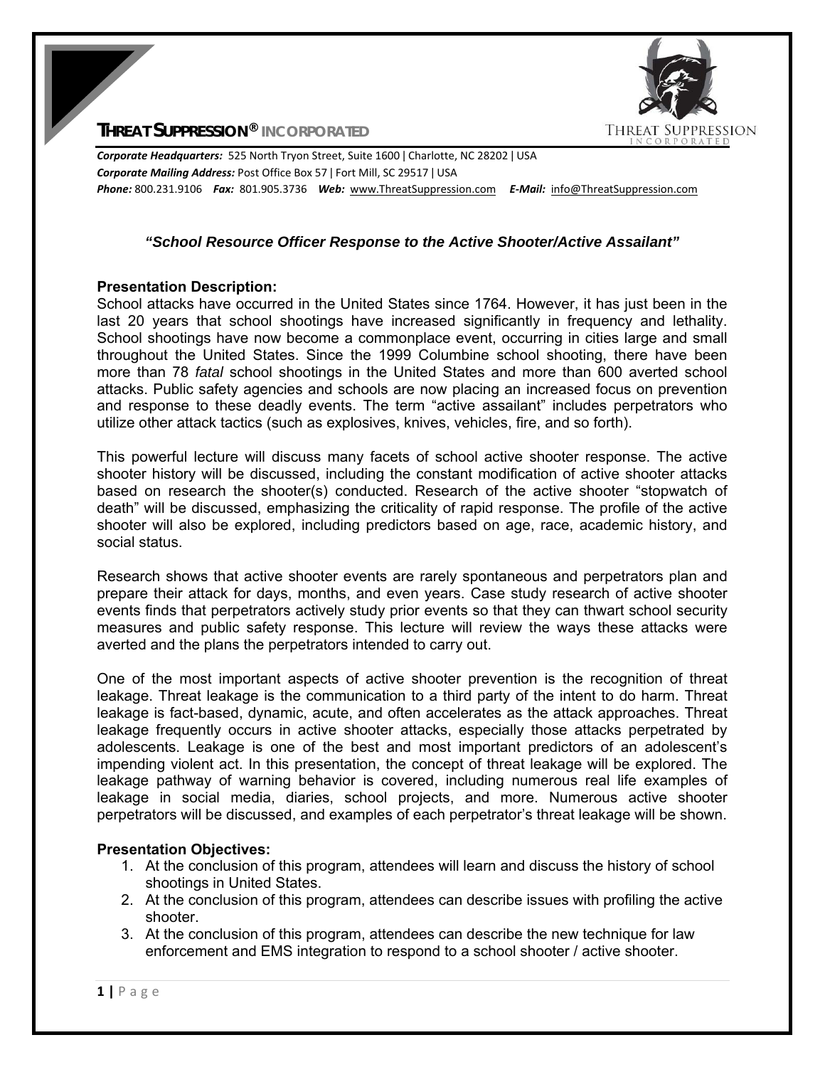# THREAT SUPPRESSION® INCORPORATED

***Corporate Headquarters:*** 525 North Tryon Street, Suite 1600 | Charlotte, NC 28202 | USA
***Corporate Mailing Address:*** Post Office Box 57 | Fort Mill, SC 29517 | USA
***Phone:*** 800.231.9106 ***Fax:*** 801.905.3736 ***Web:*** www.ThreatSuppression.com ***E-Mail:*** info@ThreatSuppression.com

## *"School Resource Officer Response to the Active Shooter/Active Assailant"*

### Presentation Description:

School attacks have occurred in the United States since 1764. However, it has just been in the last 20 years that school shootings have increased significantly in frequency and lethality. School shootings have now become a commonplace event, occurring in cities large and small throughout the United States. Since the 1999 Columbine school shooting, there have been more than 78 *fatal* school shootings in the United States and more than 600 averted school attacks. Public safety agencies and schools are now placing an increased focus on prevention and response to these deadly events. The term "active assailant" includes perpetrators who utilize other attack tactics (such as explosives, knives, vehicles, fire, and so forth).

This powerful lecture will discuss many facets of school active shooter response. The active shooter history will be discussed, including the constant modification of active shooter attacks based on research the shooter(s) conducted. Research of the active shooter "stopwatch of death" will be discussed, emphasizing the criticality of rapid response. The profile of the active shooter will also be explored, including predictors based on age, race, academic history, and social status.

Research shows that active shooter events are rarely spontaneous and perpetrators plan and prepare their attack for days, months, and even years. Case study research of active shooter events finds that perpetrators actively study prior events so that they can thwart school security measures and public safety response. This lecture will review the ways these attacks were averted and the plans the perpetrators intended to carry out.

One of the most important aspects of active shooter prevention is the recognition of threat leakage. Threat leakage is the communication to a third party of the intent to do harm. Threat leakage is fact-based, dynamic, acute, and often accelerates as the attack approaches. Threat leakage frequently occurs in active shooter attacks, especially those attacks perpetrated by adolescents. Leakage is one of the best and most important predictors of an adolescent's impending violent act. In this presentation, the concept of threat leakage will be explored. The leakage pathway of warning behavior is covered, including numerous real life examples of leakage in social media, diaries, school projects, and more. Numerous active shooter perpetrators will be discussed, and examples of each perpetrator's threat leakage will be shown.

### Presentation Objectives:

1. At the conclusion of this program, attendees will learn and discuss the history of school shootings in United States.
2. At the conclusion of this program, attendees can describe issues with profiling the active shooter.
3. At the conclusion of this program, attendees can describe the new technique for law enforcement and EMS integration to respond to a school shooter / active shooter.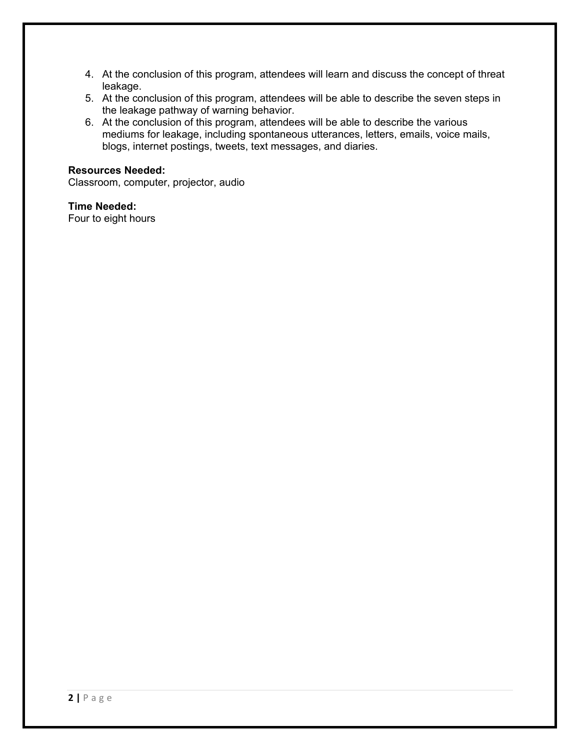4. At the conclusion of this program, attendees will learn and discuss the concept of threat leakage.
5. At the conclusion of this program, attendees will be able to describe the seven steps in the leakage pathway of warning behavior.
6. At the conclusion of this program, attendees will be able to describe the various mediums for leakage, including spontaneous utterances, letters, emails, voice mails, blogs, internet postings, tweets, text messages, and diaries.

**Resources Needed:**
Classroom, computer, projector, audio

**Time Needed:**
Four to eight hours